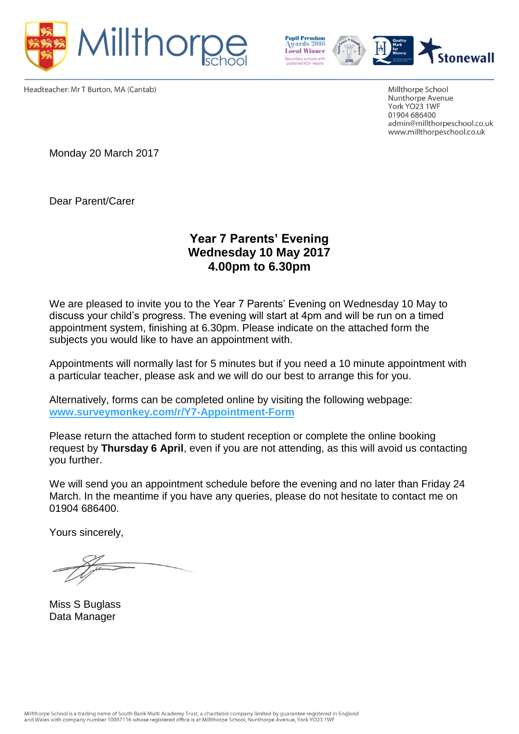Headteacher: Mr T Burton, MA (Cantab)

Millthorpe School
Nunthorpe Avenue
York YO23 1WF
01904 686400
admin@millthorpeschool.co.uk
www.millthorpeschool.co.uk

Monday 20 March 2017

Dear Parent/Carer

**Year 7 Parents' Evening**
**Wednesday 10 May 2017**
**4.00pm to 6.30pm**

We are pleased to invite you to the Year 7 Parents' Evening on Wednesday 10 May to discuss your child's progress. The evening will start at 4pm and will be run on a timed appointment system, finishing at 6.30pm. Please indicate on the attached form the subjects you would like to have an appointment with.

Appointments will normally last for 5 minutes but if you need a 10 minute appointment with a particular teacher, please ask and we will do our best to arrange this for you.

Alternatively, forms can be completed online by visiting the following webpage:
**www.surveymonkey.com/r/Y7-Appointment-Form**

Please return the attached form to student reception or complete the online booking request by **Thursday 6 April**, even if you are not attending, as this will avoid us contacting you further.

We will send you an appointment schedule before the evening and no later than Friday 24 March. In the meantime if you have any queries, please do not hesitate to contact me on 01904 686400.

Yours sincerely,

Miss S Buglass
Data Manager

Millthorpe School is a trading name of South Bank Multi Academy Trust, a charitable company limited by guarantee registered in England and Wales with company number 10067116 whose registered office is at Millthorpe School, Nunthorpe Avenue, York YO23 1WF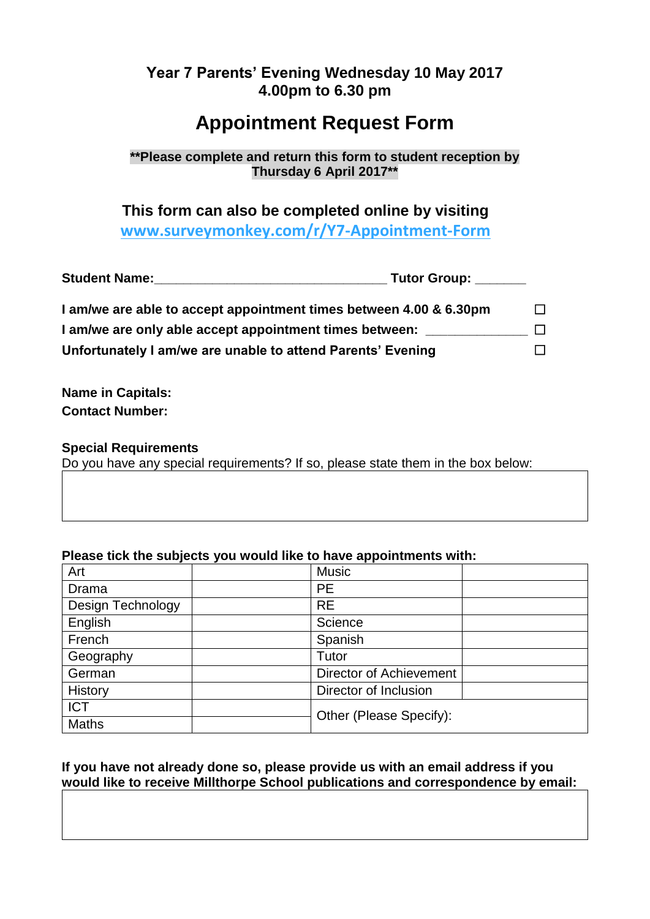**Year 7 Parents' Evening Wednesday 10 May 2017**
**4.00pm to 6.30 pm**

# Appointment Request Form

**\*\*Please complete and return this form to student reception by Thursday 6 April 2017\*\***

**This form can also be completed online by visiting**
www.surveymonkey.com/r/Y7-Appointment-Form

**Student Name:**_________________________________ **Tutor Group:** _______

**I am/we are able to accept appointment times between 4.00 & 6.30pm** ☐
**I am/we are only able accept appointment times between:** ______________ ☐
**Unfortunately I am/we are unable to attend Parents' Evening** ☐

**Name in Capitals:**
**Contact Number:**

**Special Requirements**
Do you have any special requirements? If so, please state them in the box below:

**Please tick the subjects you would like to have appointments with:**

| | | | |
|---|---|---|---|
| Art | | Music | |
| Drama | | PE | |
| Design Technology | | RE | |
| English | | Science | |
| French | | Spanish | |
| Geography | | Tutor | |
| German | | Director of Achievement | |
| History | | Director of Inclusion | |
| ICT | | Other (Please Specify): | |
| Maths | | | |

**If you have not already done so, please provide us with an email address if you would like to receive Millthorpe School publications and correspondence by email:**